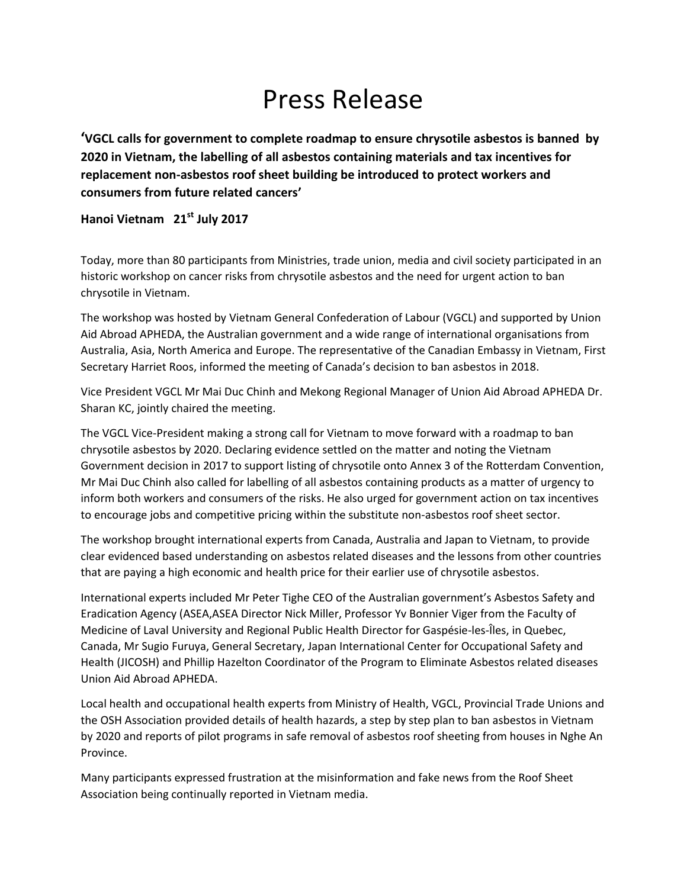# Press Release

**'VGCL calls for government to complete roadmap to ensure chrysotile asbestos is banned by 2020 in Vietnam, the labelling of all asbestos containing materials and tax incentives for replacement non-asbestos roof sheet building be introduced to protect workers and consumers from future related cancers'**

**Hanoi Vietnam 21st July 2017**

Today, more than 80 participants from Ministries, trade union, media and civil society participated in an historic workshop on cancer risks from chrysotile asbestos and the need for urgent action to ban chrysotile in Vietnam.

The workshop was hosted by Vietnam General Confederation of Labour (VGCL) and supported by Union Aid Abroad APHEDA, the Australian government and a wide range of international organisations from Australia, Asia, North America and Europe. The representative of the Canadian Embassy in Vietnam, First Secretary Harriet Roos, informed the meeting of Canada's decision to ban asbestos in 2018.

Vice President VGCL Mr Mai Duc Chinh and Mekong Regional Manager of Union Aid Abroad APHEDA Dr. Sharan KC, jointly chaired the meeting.

The VGCL Vice-President making a strong call for Vietnam to move forward with a roadmap to ban chrysotile asbestos by 2020. Declaring evidence settled on the matter and noting the Vietnam Government decision in 2017 to support listing of chrysotile onto Annex 3 of the Rotterdam Convention, Mr Mai Duc Chinh also called for labelling of all asbestos containing products as a matter of urgency to inform both workers and consumers of the risks. He also urged for government action on tax incentives to encourage jobs and competitive pricing within the substitute non-asbestos roof sheet sector.

The workshop brought international experts from Canada, Australia and Japan to Vietnam, to provide clear evidenced based understanding on asbestos related diseases and the lessons from other countries that are paying a high economic and health price for their earlier use of chrysotile asbestos.

International experts included Mr Peter Tighe CEO of the Australian government's Asbestos Safety and Eradication Agency (ASEA,ASEA Director Nick Miller, Professor Yv Bonnier Viger from the Faculty of Medicine of Laval University and Regional Public Health Director for Gaspésie-les-Îles, in Quebec, Canada, Mr Sugio Furuya, General Secretary, Japan International Center for Occupational Safety and Health (JICOSH) and Phillip Hazelton Coordinator of the Program to Eliminate Asbestos related diseases Union Aid Abroad APHEDA.

Local health and occupational health experts from Ministry of Health, VGCL, Provincial Trade Unions and the OSH Association provided details of health hazards, a step by step plan to ban asbestos in Vietnam by 2020 and reports of pilot programs in safe removal of asbestos roof sheeting from houses in Nghe An Province.

Many participants expressed frustration at the misinformation and fake news from the Roof Sheet Association being continually reported in Vietnam media.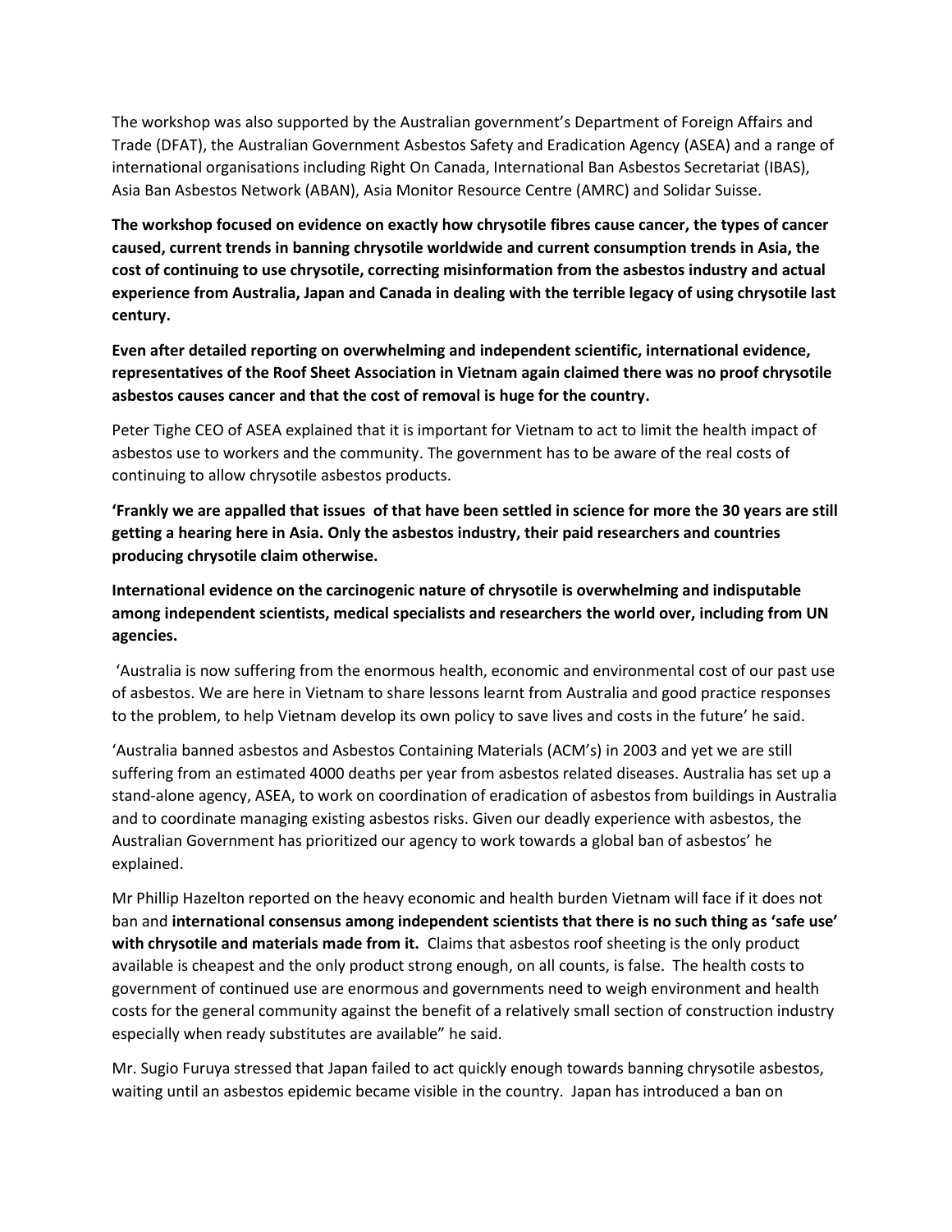The workshop was also supported by the Australian government's Department of Foreign Affairs and Trade (DFAT), the Australian Government Asbestos Safety and Eradication Agency (ASEA) and a range of international organisations including Right On Canada, International Ban Asbestos Secretariat (IBAS), Asia Ban Asbestos Network (ABAN), Asia Monitor Resource Centre (AMRC) and Solidar Suisse.

**The workshop focused on evidence on exactly how chrysotile fibres cause cancer, the types of cancer caused, current trends in banning chrysotile worldwide and current consumption trends in Asia, the cost of continuing to use chrysotile, correcting misinformation from the asbestos industry and actual experience from Australia, Japan and Canada in dealing with the terrible legacy of using chrysotile last century.**

**Even after detailed reporting on overwhelming and independent scientific, international evidence, representatives of the Roof Sheet Association in Vietnam again claimed there was no proof chrysotile asbestos causes cancer and that the cost of removal is huge for the country.**

Peter Tighe CEO of ASEA explained that it is important for Vietnam to act to limit the health impact of asbestos use to workers and the community. The government has to be aware of the real costs of continuing to allow chrysotile asbestos products.

**'Frankly we are appalled that issues of that have been settled in science for more the 30 years are still getting a hearing here in Asia. Only the asbestos industry, their paid researchers and countries producing chrysotile claim otherwise.**

**International evidence on the carcinogenic nature of chrysotile is overwhelming and indisputable among independent scientists, medical specialists and researchers the world over, including from UN agencies.**

'Australia is now suffering from the enormous health, economic and environmental cost of our past use of asbestos. We are here in Vietnam to share lessons learnt from Australia and good practice responses to the problem, to help Vietnam develop its own policy to save lives and costs in the future' he said.

'Australia banned asbestos and Asbestos Containing Materials (ACM's) in 2003 and yet we are still suffering from an estimated 4000 deaths per year from asbestos related diseases. Australia has set up a stand-alone agency, ASEA, to work on coordination of eradication of asbestos from buildings in Australia and to coordinate managing existing asbestos risks. Given our deadly experience with asbestos, the Australian Government has prioritized our agency to work towards a global ban of asbestos' he explained.

Mr Phillip Hazelton reported on the heavy economic and health burden Vietnam will face if it does not ban and **international consensus among independent scientists that there is no such thing as 'safe use' with chrysotile and materials made from it.** Claims that asbestos roof sheeting is the only product available is cheapest and the only product strong enough, on all counts, is false. The health costs to government of continued use are enormous and governments need to weigh environment and health costs for the general community against the benefit of a relatively small section of construction industry especially when ready substitutes are available" he said.

Mr. Sugio Furuya stressed that Japan failed to act quickly enough towards banning chrysotile asbestos, waiting until an asbestos epidemic became visible in the country. Japan has introduced a ban on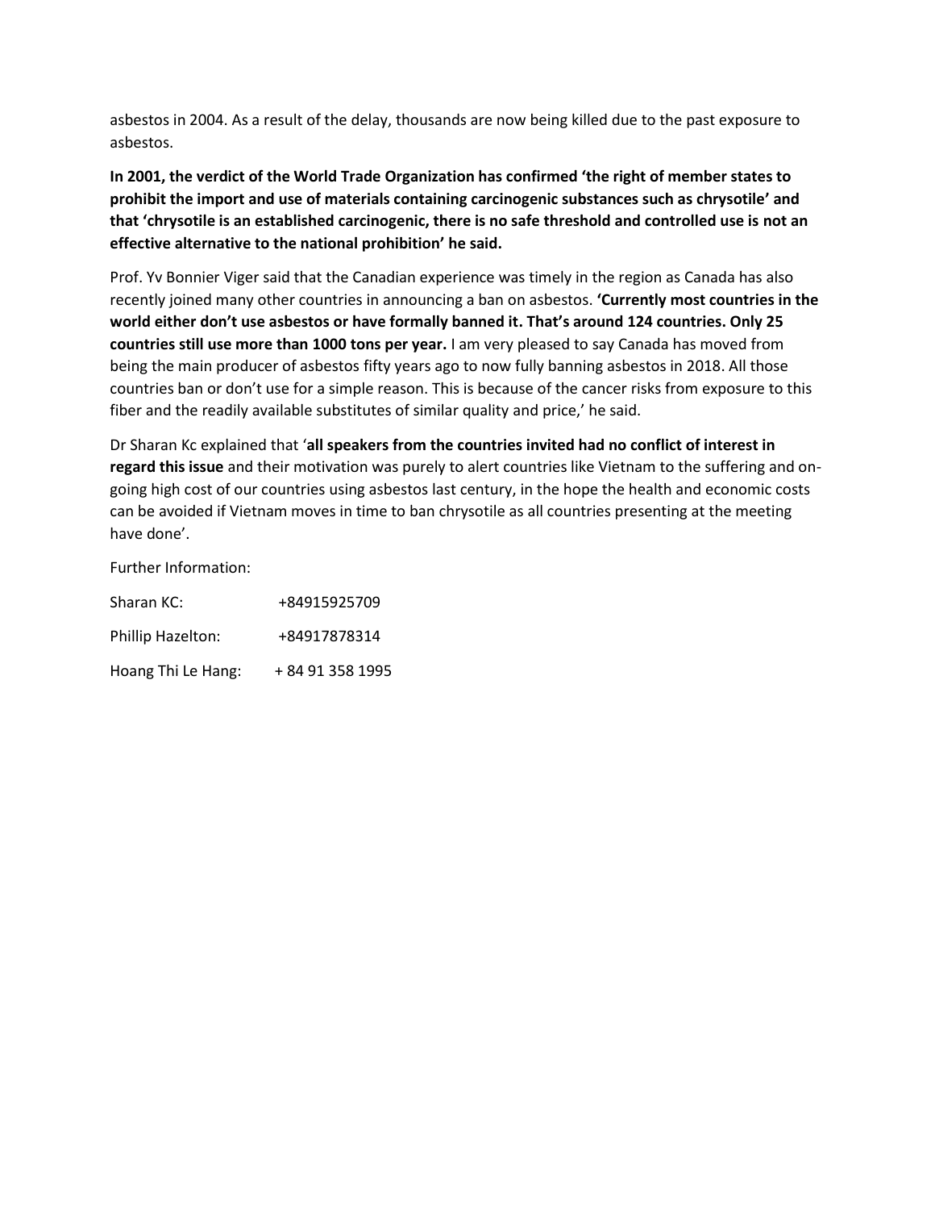asbestos in 2004. As a result of the delay, thousands are now being killed due to the past exposure to asbestos.

**In 2001, the verdict of the World Trade Organization has confirmed 'the right of member states to prohibit the import and use of materials containing carcinogenic substances such as chrysotile' and that 'chrysotile is an established carcinogenic, there is no safe threshold and controlled use is not an effective alternative to the national prohibition' he said.**

Prof. Yv Bonnier Viger said that the Canadian experience was timely in the region as Canada has also recently joined many other countries in announcing a ban on asbestos. **'Currently most countries in the world either don't use asbestos or have formally banned it. That's around 124 countries. Only 25 countries still use more than 1000 tons per year.** I am very pleased to say Canada has moved from being the main producer of asbestos fifty years ago to now fully banning asbestos in 2018. All those countries ban or don't use for a simple reason. This is because of the cancer risks from exposure to this fiber and the readily available substitutes of similar quality and price,' he said.

Dr Sharan Kc explained that '**all speakers from the countries invited had no conflict of interest in regard this issue** and their motivation was purely to alert countries like Vietnam to the suffering and on-going high cost of our countries using asbestos last century, in the hope the health and economic costs can be avoided if Vietnam moves in time to ban chrysotile as all countries presenting at the meeting have done'.

Further Information:

Sharan KC: +84915925709

Phillip Hazelton: +84917878314

Hoang Thi Le Hang: + 84 91 358 1995